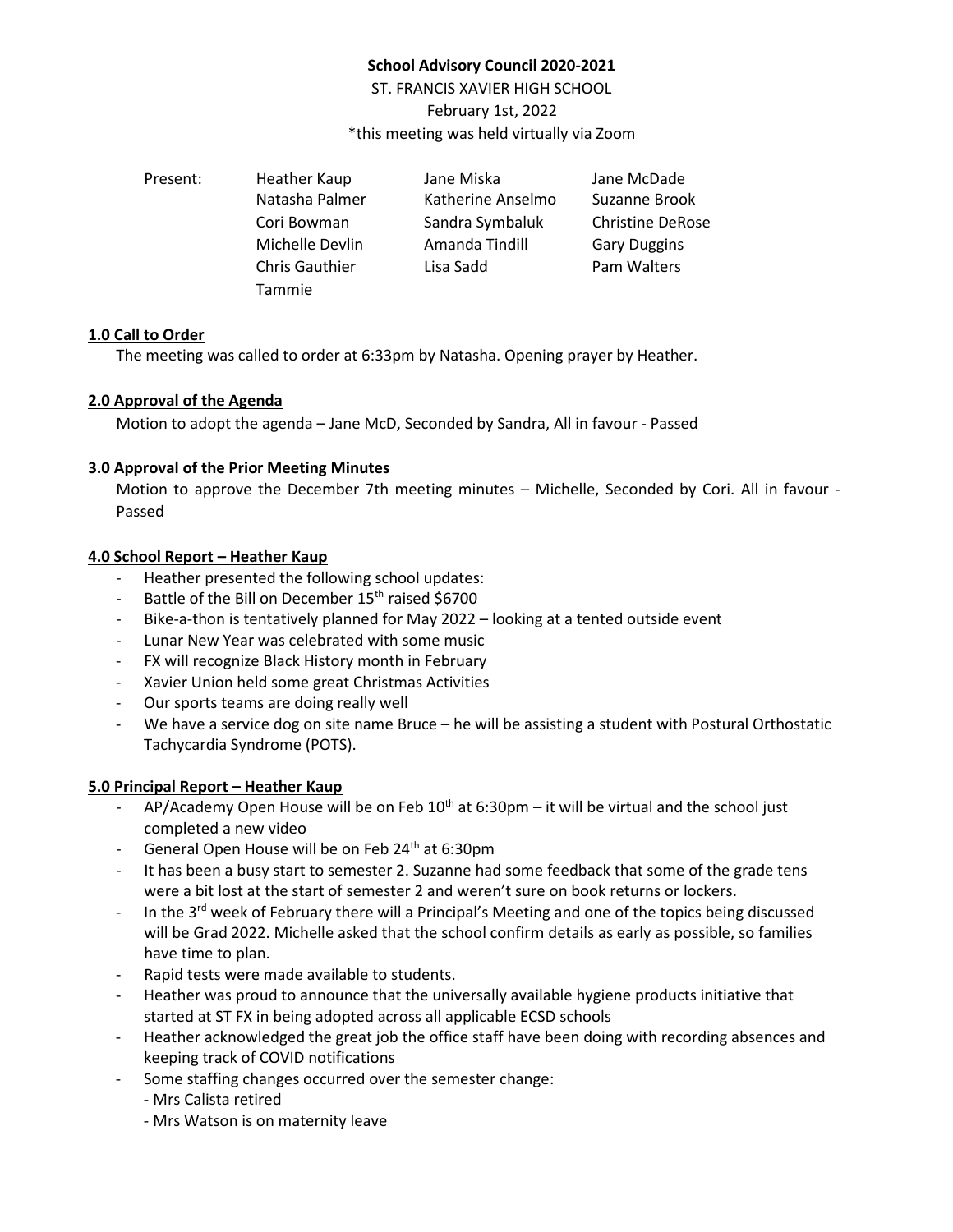**School Advisory Council 2020-2021**

ST. FRANCIS XAVIER HIGH SCHOOL

February 1st, 2022

*this meeting was held virtually via Zoom

| Present: | Heather Kaup | Jane Miska | Jane McDade |
|---|---|---|---|
| | Natasha Palmer | Katherine Anselmo | Suzanne Brook |
| | Cori Bowman | Sandra Symbaluk | Christine DeRose |
| | Michelle Devlin | Amanda Tindill | Gary Duggins |
| | Chris Gauthier | Lisa Sadd | Pam Walters |
| | Tammie | | |

## 1.0 Call to Order

The meeting was called to order at 6:33pm by Natasha. Opening prayer by Heather.

## 2.0 Approval of the Agenda

Motion to adopt the agenda – Jane McD, Seconded by Sandra, All in favour - Passed

## 3.0 Approval of the Prior Meeting Minutes

Motion to approve the December 7th meeting minutes – Michelle, Seconded by Cori. All in favour - Passed

## 4.0 School Report – Heather Kaup

- Heather presented the following school updates:
- Battle of the Bill on December 15th raised $6700
- Bike-a-thon is tentatively planned for May 2022 – looking at a tented outside event
- Lunar New Year was celebrated with some music
- FX will recognize Black History month in February
- Xavier Union held some great Christmas Activities
- Our sports teams are doing really well
- We have a service dog on site name Bruce – he will be assisting a student with Postural Orthostatic Tachycardia Syndrome (POTS).

## 5.0 Principal Report – Heather Kaup

- AP/Academy Open House will be on Feb 10th at 6:30pm – it will be virtual and the school just completed a new video
- General Open House will be on Feb 24th at 6:30pm
- It has been a busy start to semester 2. Suzanne had some feedback that some of the grade tens were a bit lost at the start of semester 2 and weren't sure on book returns or lockers.
- In the 3rd week of February there will a Principal's Meeting and one of the topics being discussed will be Grad 2022. Michelle asked that the school confirm details as early as possible, so families have time to plan.
- Rapid tests were made available to students.
- Heather was proud to announce that the universally available hygiene products initiative that started at ST FX in being adopted across all applicable ECSD schools
- Heather acknowledged the great job the office staff have been doing with recording absences and keeping track of COVID notifications
- Some staffing changes occurred over the semester change:
  - Mrs Calista retired
  - Mrs Watson is on maternity leave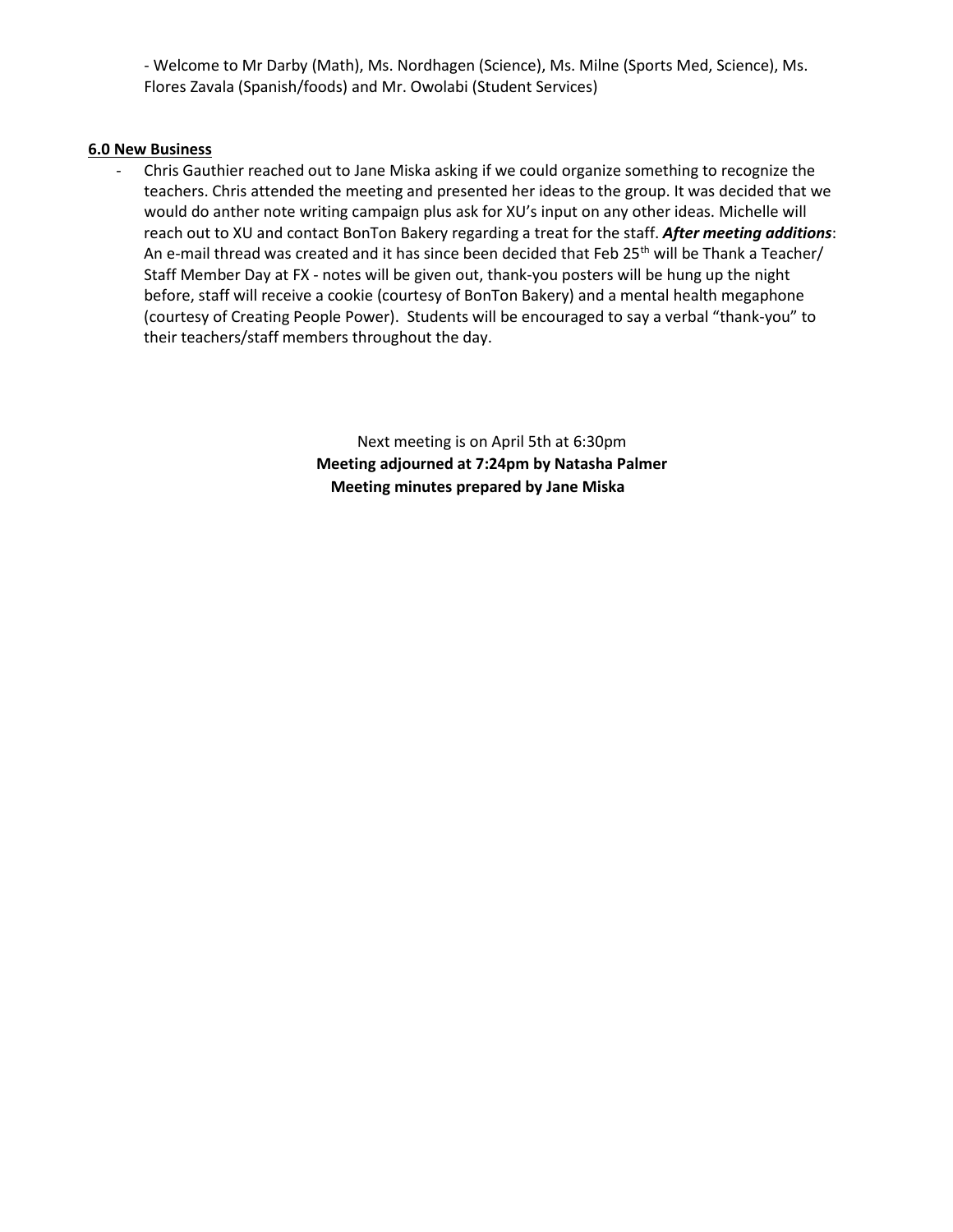- Welcome to Mr Darby (Math), Ms. Nordhagen (Science), Ms. Milne (Sports Med, Science), Ms. Flores Zavala (Spanish/foods) and Mr. Owolabi (Student Services)

**6.0 New Business**

- Chris Gauthier reached out to Jane Miska asking if we could organize something to recognize the teachers. Chris attended the meeting and presented her ideas to the group. It was decided that we would do anther note writing campaign plus ask for XU's input on any other ideas. Michelle will reach out to XU and contact BonTon Bakery regarding a treat for the staff. ***After meeting additions***: An e-mail thread was created and it has since been decided that Feb 25th will be Thank a Teacher/ Staff Member Day at FX - notes will be given out, thank-you posters will be hung up the night before, staff will receive a cookie (courtesy of BonTon Bakery) and a mental health megaphone (courtesy of Creating People Power). Students will be encouraged to say a verbal "thank-you" to their teachers/staff members throughout the day.

Next meeting is on April 5th at 6:30pm

**Meeting adjourned at 7:24pm by Natasha Palmer**

**Meeting minutes prepared by Jane Miska**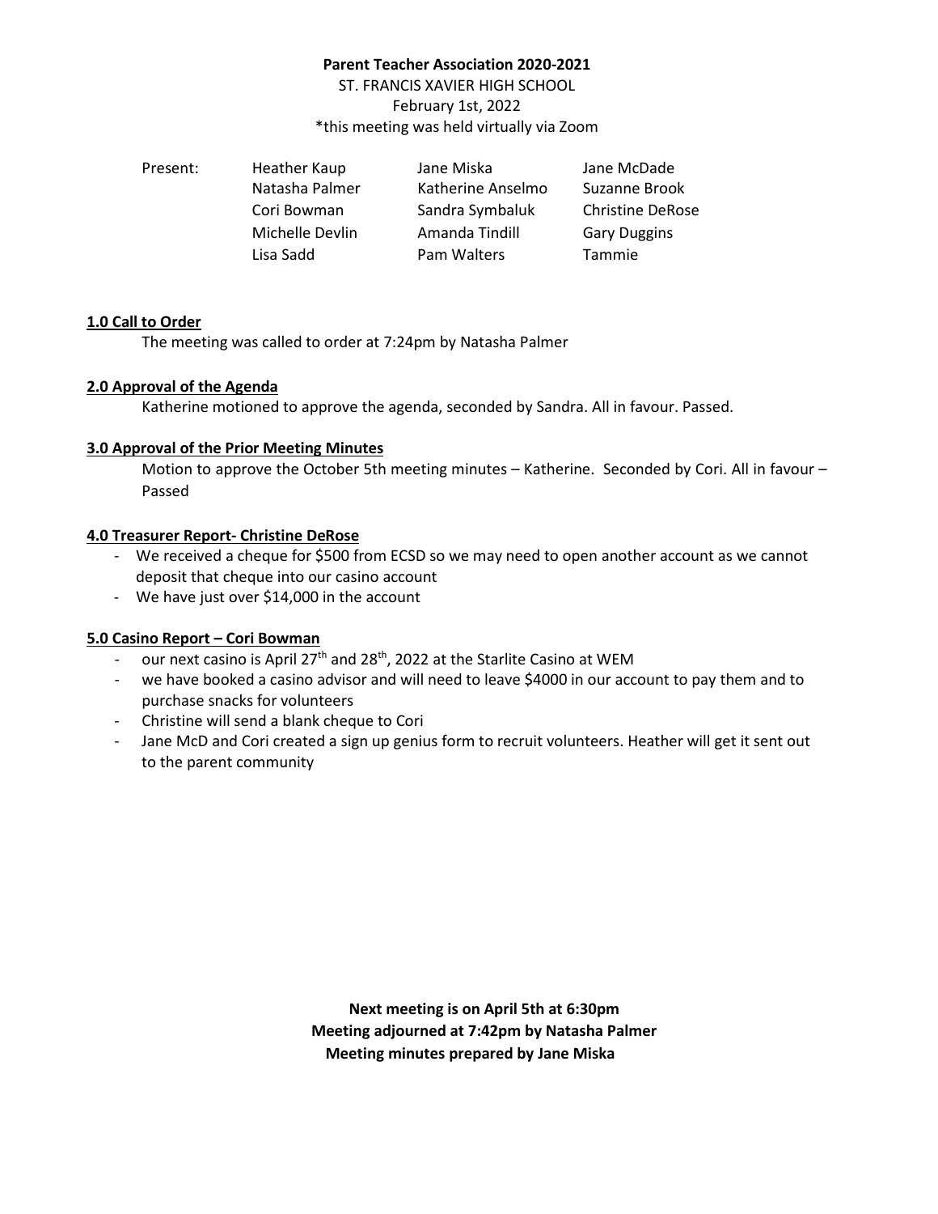**Parent Teacher Association 2020-2021**
ST. FRANCIS XAVIER HIGH SCHOOL
February 1st, 2022
*this meeting was held virtually via Zoom

| | | | |
|---|---|---|---|
| Present: | Heather Kaup | Jane Miska | Jane McDade |
| | Natasha Palmer | Katherine Anselmo | Suzanne Brook |
| | Cori Bowman | Sandra Symbaluk | Christine DeRose |
| | Michelle Devlin | Amanda Tindill | Gary Duggins |
| | Lisa Sadd | Pam Walters | Tammie |

**1.0 Call to Order**

The meeting was called to order at 7:24pm by Natasha Palmer

**2.0 Approval of the Agenda**

Katherine motioned to approve the agenda, seconded by Sandra. All in favour. Passed.

**3.0 Approval of the Prior Meeting Minutes**

Motion to approve the October 5th meeting minutes – Katherine. Seconded by Cori. All in favour – Passed

**4.0 Treasurer Report- Christine DeRose**

- We received a cheque for $500 from ECSD so we may need to open another account as we cannot deposit that cheque into our casino account
- We have just over $14,000 in the account

**5.0 Casino Report – Cori Bowman**

- our next casino is April 27th and 28th, 2022 at the Starlite Casino at WEM
- we have booked a casino advisor and will need to leave $4000 in our account to pay them and to purchase snacks for volunteers
- Christine will send a blank cheque to Cori
- Jane McD and Cori created a sign up genius form to recruit volunteers. Heather will get it sent out to the parent community

**Next meeting is on April 5th at 6:30pm**
**Meeting adjourned at 7:42pm by Natasha Palmer**
**Meeting minutes prepared by Jane Miska**